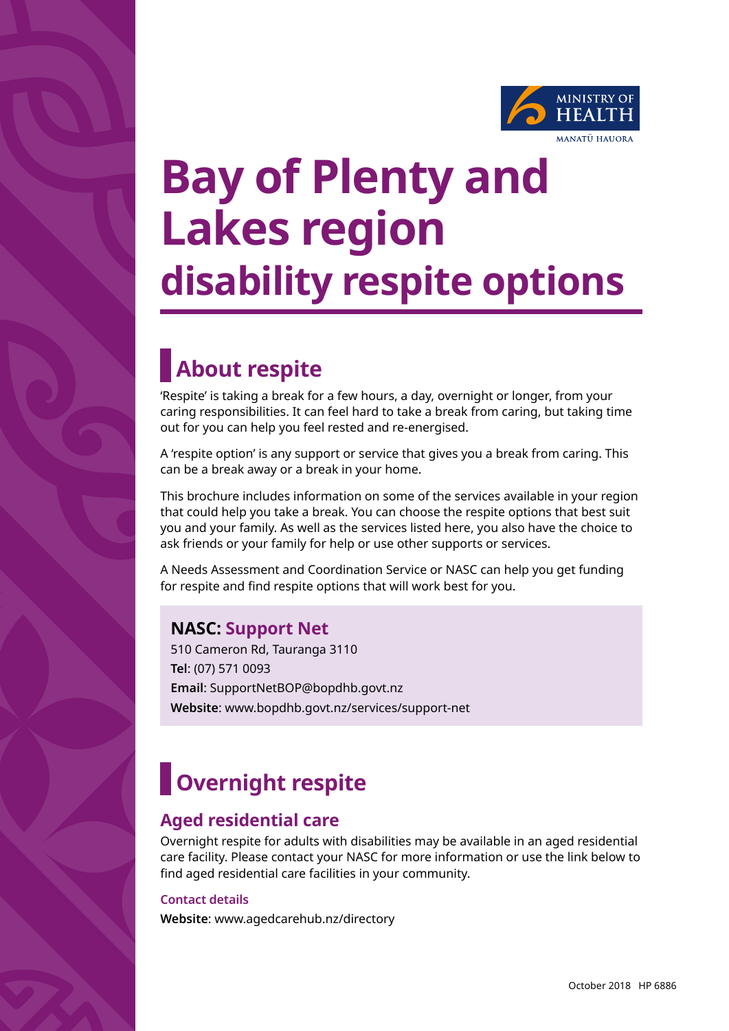MINISTRY OF HEALTH
MANATŪ HAUORA

# Bay of Plenty and Lakes region disability respite options

## About respite

'Respite' is taking a break for a few hours, a day, overnight or longer, from your caring responsibilities. It can feel hard to take a break from caring, but taking time out for you can help you feel rested and re-energised.

A 'respite option' is any support or service that gives you a break from caring. This can be a break away or a break in your home.

This brochure includes information on some of the services available in your region that could help you take a break. You can choose the respite options that best suit you and your family. As well as the services listed here, you also have the choice to ask friends or your family for help or use other supports or services.

A Needs Assessment and Coordination Service or NASC can help you get funding for respite and find respite options that will work best for you.

### NASC: Support Net

510 Cameron Rd, Tauranga 3110
**Tel**: (07) 571 0093
**Email**: SupportNetBOP@bopdhb.govt.nz
**Website**: www.bopdhb.govt.nz/services/support-net

## Overnight respite

### Aged residential care

Overnight respite for adults with disabilities may be available in an aged residential care facility. Please contact your NASC for more information or use the link below to find aged residential care facilities in your community.

**Contact details**

**Website**: www.agedcarehub.nz/directory

October 2018 HP 6886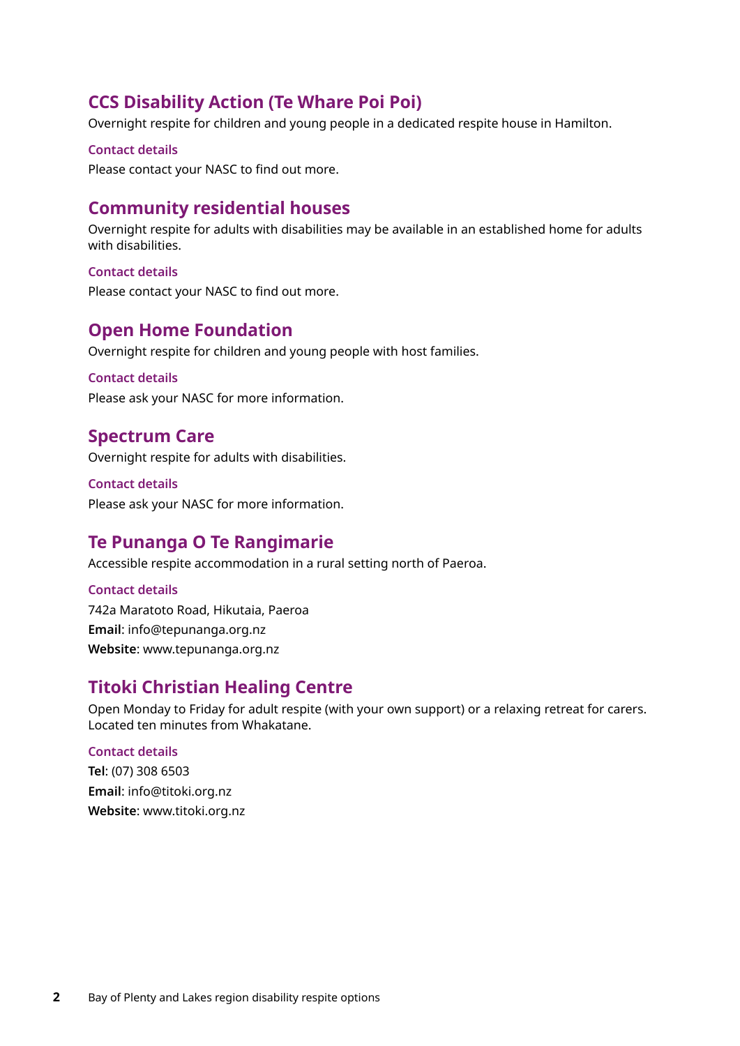## CCS Disability Action (Te Whare Poi Poi)

Overnight respite for children and young people in a dedicated respite house in Hamilton.

### Contact details

Please contact your NASC to find out more.

## Community residential houses

Overnight respite for adults with disabilities may be available in an established home for adults with disabilities.

### Contact details

Please contact your NASC to find out more.

## Open Home Foundation

Overnight respite for children and young people with host families.

### Contact details

Please ask your NASC for more information.

## Spectrum Care

Overnight respite for adults with disabilities.

### Contact details

Please ask your NASC for more information.

## Te Punanga O Te Rangimarie

Accessible respite accommodation in a rural setting north of Paeroa.

### Contact details

742a Maratoto Road, Hikutaia, Paeroa
**Email**: info@tepunanga.org.nz
**Website**: www.tepunanga.org.nz

## Titoki Christian Healing Centre

Open Monday to Friday for adult respite (with your own support) or a relaxing retreat for carers. Located ten minutes from Whakatane.

### Contact details

**Tel**: (07) 308 6503
**Email**: info@titoki.org.nz
**Website**: www.titoki.org.nz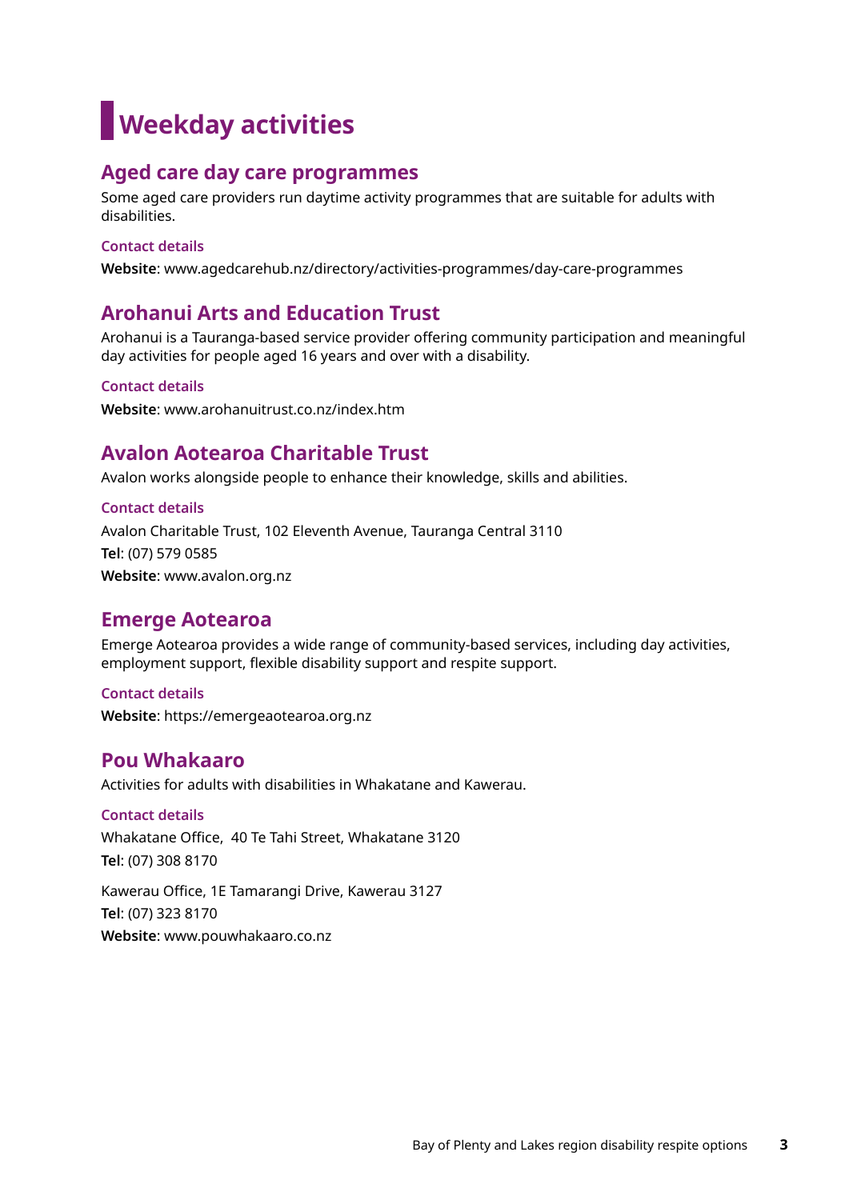# Weekday activities

## Aged care day care programmes

Some aged care providers run daytime activity programmes that are suitable for adults with disabilities.

### Contact details

**Website**: www.agedcarehub.nz/directory/activities-programmes/day-care-programmes

## Arohanui Arts and Education Trust

Arohanui is a Tauranga-based service provider offering community participation and meaningful day activities for people aged 16 years and over with a disability.

### Contact details

**Website**: www.arohanuitrust.co.nz/index.htm

## Avalon Aotearoa Charitable Trust

Avalon works alongside people to enhance their knowledge, skills and abilities.

### Contact details

Avalon Charitable Trust, 102 Eleventh Avenue, Tauranga Central 3110
**Tel**: (07) 579 0585
**Website**: www.avalon.org.nz

## Emerge Aotearoa

Emerge Aotearoa provides a wide range of community-based services, including day activities, employment support, flexible disability support and respite support.

### Contact details

**Website**: https://emergeaotearoa.org.nz

## Pou Whakaaro

Activities for adults with disabilities in Whakatane and Kawerau.

### Contact details

Whakatane Office, 40 Te Tahi Street, Whakatane 3120
**Tel**: (07) 308 8170

Kawerau Office, 1E Tamarangi Drive, Kawerau 3127
**Tel**: (07) 323 8170
**Website**: www.pouwhakaaro.co.nz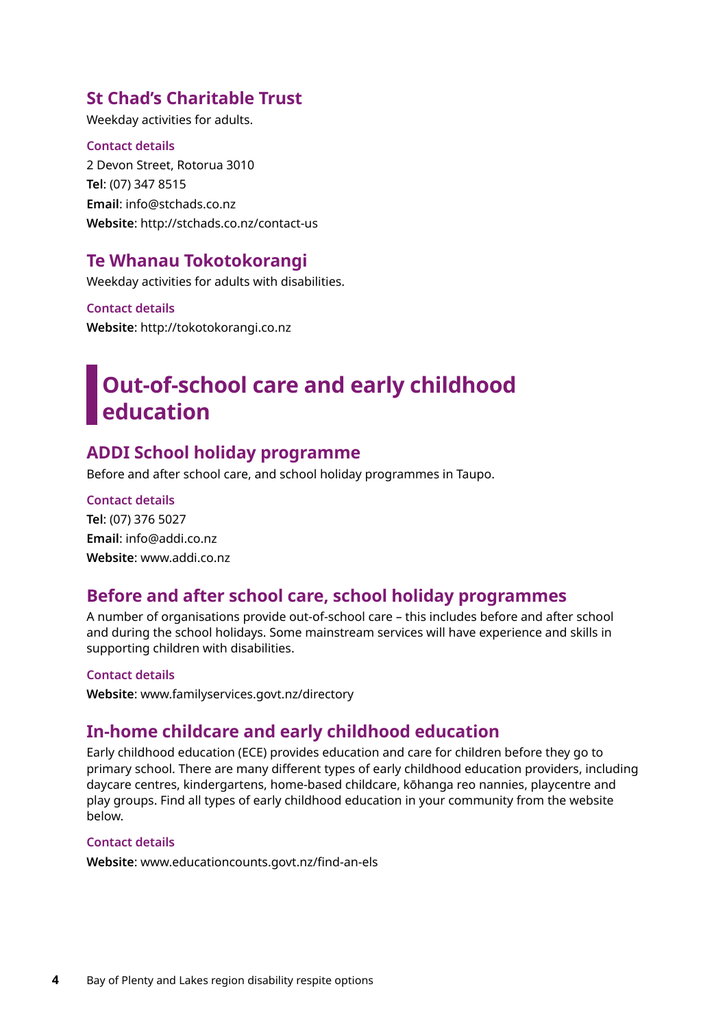### St Chad's Charitable Trust

Weekday activities for adults.

#### Contact details

2 Devon Street, Rotorua 3010
**Tel**: (07) 347 8515
**Email**: info@stchads.co.nz
**Website**: http://stchads.co.nz/contact-us

### Te Whanau Tokotokorangi

Weekday activities for adults with disabilities.

#### Contact details

**Website**: http://tokotokorangi.co.nz

## Out-of-school care and early childhood education

### ADDI School holiday programme

Before and after school care, and school holiday programmes in Taupo.

#### Contact details

**Tel**: (07) 376 5027
**Email**: info@addi.co.nz
**Website**: www.addi.co.nz

### Before and after school care, school holiday programmes

A number of organisations provide out-of-school care – this includes before and after school and during the school holidays. Some mainstream services will have experience and skills in supporting children with disabilities.

#### Contact details

**Website**: www.familyservices.govt.nz/directory

### In-home childcare and early childhood education

Early childhood education (ECE) provides education and care for children before they go to primary school. There are many different types of early childhood education providers, including daycare centres, kindergartens, home-based childcare, kōhanga reo nannies, playcentre and play groups. Find all types of early childhood education in your community from the website below.

#### Contact details

**Website**: www.educationcounts.govt.nz/find-an-els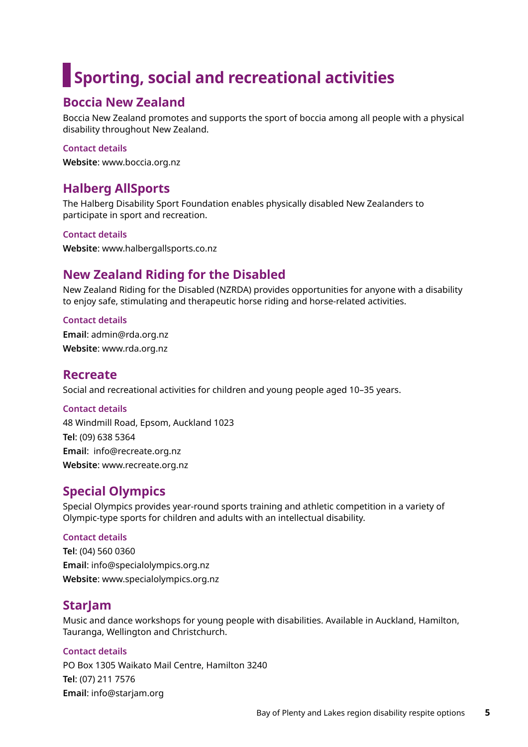# Sporting, social and recreational activities

## Boccia New Zealand

Boccia New Zealand promotes and supports the sport of boccia among all people with a physical disability throughout New Zealand.

### Contact details

**Website**: www.boccia.org.nz

## Halberg AllSports

The Halberg Disability Sport Foundation enables physically disabled New Zealanders to participate in sport and recreation.

### Contact details

**Website**: www.halbergallsports.co.nz

## New Zealand Riding for the Disabled

New Zealand Riding for the Disabled (NZRDA) provides opportunities for anyone with a disability to enjoy safe, stimulating and therapeutic horse riding and horse-related activities.

### Contact details

**Email**: admin@rda.org.nz

**Website**: www.rda.org.nz

## Recreate

Social and recreational activities for children and young people aged 10–35 years.

### Contact details

48 Windmill Road, Epsom, Auckland 1023

**Tel**: (09) 638 5364

**Email**: info@recreate.org.nz

**Website**: www.recreate.org.nz

## Special Olympics

Special Olympics provides year-round sports training and athletic competition in a variety of Olympic-type sports for children and adults with an intellectual disability.

### Contact details

**Tel**: (04) 560 0360

**Email**: info@specialolympics.org.nz

**Website**: www.specialolympics.org.nz

## StarJam

Music and dance workshops for young people with disabilities. Available in Auckland, Hamilton, Tauranga, Wellington and Christchurch.

### Contact details

PO Box 1305 Waikato Mail Centre, Hamilton 3240

**Tel**: (07) 211 7576

**Email**: info@starjam.org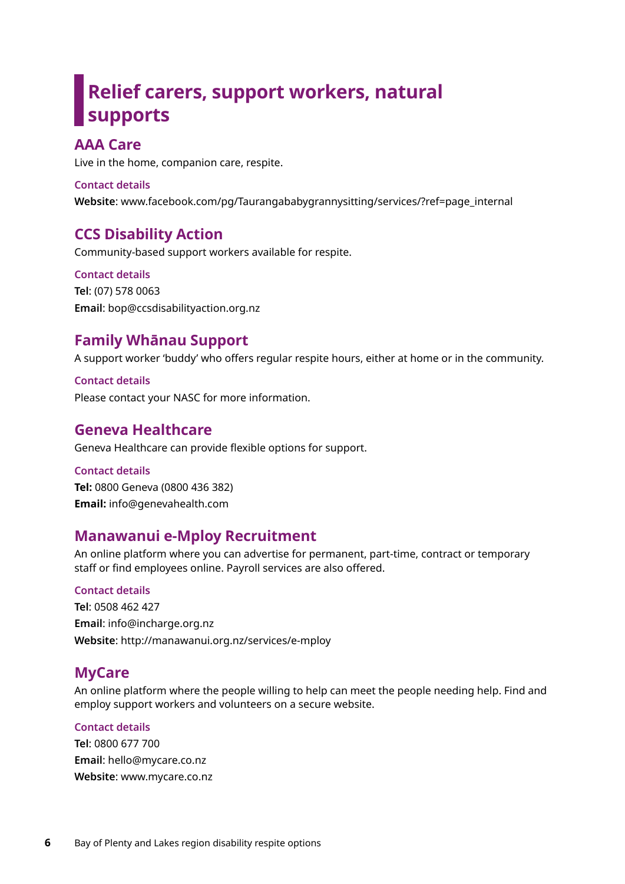# Relief carers, support workers, natural supports

## AAA Care

Live in the home, companion care, respite.

### Contact details

**Website**: www.facebook.com/pg/Taurangababygrannysitting/services/?ref=page_internal

## CCS Disability Action

Community-based support workers available for respite.

### Contact details

**Tel**: (07) 578 0063
**Email**: bop@ccsdisabilityaction.org.nz

## Family Whānau Support

A support worker 'buddy' who offers regular respite hours, either at home or in the community.

### Contact details

Please contact your NASC for more information.

## Geneva Healthcare

Geneva Healthcare can provide flexible options for support.

### Contact details

**Tel:** 0800 Geneva (0800 436 382)
**Email:** info@genevahealth.com

## Manawanui e-Mploy Recruitment

An online platform where you can advertise for permanent, part-time, contract or temporary staff or find employees online. Payroll services are also offered.

### Contact details

**Tel**: 0508 462 427
**Email**: info@incharge.org.nz
**Website**: http://manawanui.org.nz/services/e-mploy

## MyCare

An online platform where the people willing to help can meet the people needing help. Find and employ support workers and volunteers on a secure website.

### Contact details

**Tel**: 0800 677 700
**Email**: hello@mycare.co.nz
**Website**: www.mycare.co.nz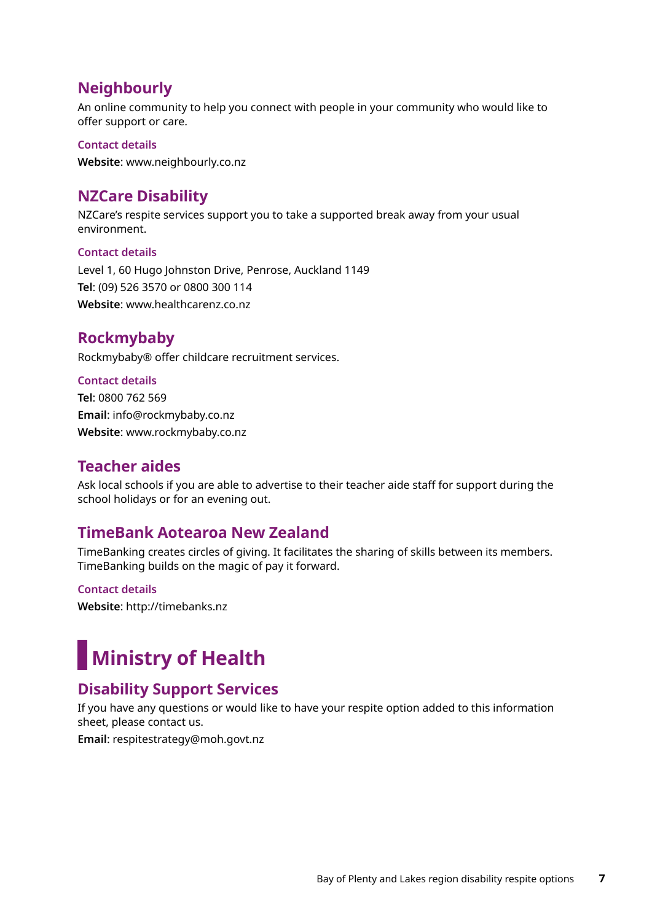### Neighbourly

An online community to help you connect with people in your community who would like to offer support or care.

#### Contact details

**Website**: www.neighbourly.co.nz

### NZCare Disability

NZCare's respite services support you to take a supported break away from your usual environment.

#### Contact details

Level 1, 60 Hugo Johnston Drive, Penrose, Auckland 1149
**Tel**: (09) 526 3570 or 0800 300 114
**Website**: www.healthcarenz.co.nz

### Rockmybaby

Rockmybaby® offer childcare recruitment services.

#### Contact details

**Tel**: 0800 762 569
**Email**: info@rockmybaby.co.nz
**Website**: www.rockmybaby.co.nz

### Teacher aides

Ask local schools if you are able to advertise to their teacher aide staff for support during the school holidays or for an evening out.

### TimeBank Aotearoa New Zealand

TimeBanking creates circles of giving. It facilitates the sharing of skills between its members. TimeBanking builds on the magic of pay it forward.

#### Contact details

**Website**: http://timebanks.nz

## Ministry of Health

### Disability Support Services

If you have any questions or would like to have your respite option added to this information sheet, please contact us.

**Email**: respitestrategy@moh.govt.nz